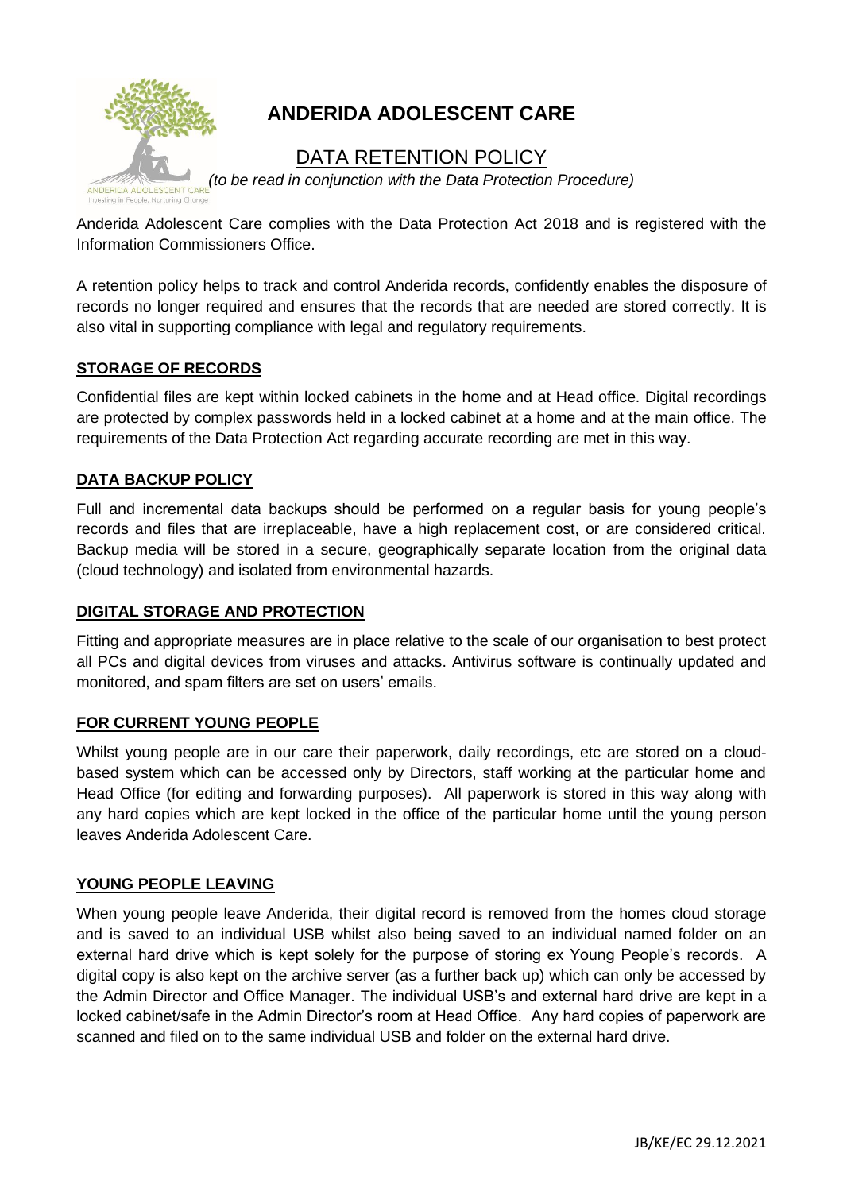# ANDERIDA ADOLESCENT CARE

## DATA RETENTION POLICY

*(to be read in conjunction with the Data Protection Procedure)*

Anderida Adolescent Care complies with the Data Protection Act 2018 and is registered with the Information Commissioners Office.

A retention policy helps to track and control Anderida records, confidently enables the disposure of records no longer required and ensures that the records that are needed are stored correctly. It is also vital in supporting compliance with legal and regulatory requirements.

### STORAGE OF RECORDS

Confidential files are kept within locked cabinets in the home and at Head office. Digital recordings are protected by complex passwords held in a locked cabinet at a home and at the main office. The requirements of the Data Protection Act regarding accurate recording are met in this way.

### DATA BACKUP POLICY

Full and incremental data backups should be performed on a regular basis for young people's records and files that are irreplaceable, have a high replacement cost, or are considered critical. Backup media will be stored in a secure, geographically separate location from the original data (cloud technology) and isolated from environmental hazards.

### DIGITAL STORAGE AND PROTECTION

Fitting and appropriate measures are in place relative to the scale of our organisation to best protect all PCs and digital devices from viruses and attacks. Antivirus software is continually updated and monitored, and spam filters are set on users' emails.

### FOR CURRENT YOUNG PEOPLE

Whilst young people are in our care their paperwork, daily recordings, etc are stored on a cloud-based system which can be accessed only by Directors, staff working at the particular home and Head Office (for editing and forwarding purposes). All paperwork is stored in this way along with any hard copies which are kept locked in the office of the particular home until the young person leaves Anderida Adolescent Care.

### YOUNG PEOPLE LEAVING

When young people leave Anderida, their digital record is removed from the homes cloud storage and is saved to an individual USB whilst also being saved to an individual named folder on an external hard drive which is kept solely for the purpose of storing ex Young People's records. A digital copy is also kept on the archive server (as a further back up) which can only be accessed by the Admin Director and Office Manager. The individual USB's and external hard drive are kept in a locked cabinet/safe in the Admin Director's room at Head Office. Any hard copies of paperwork are scanned and filed on to the same individual USB and folder on the external hard drive.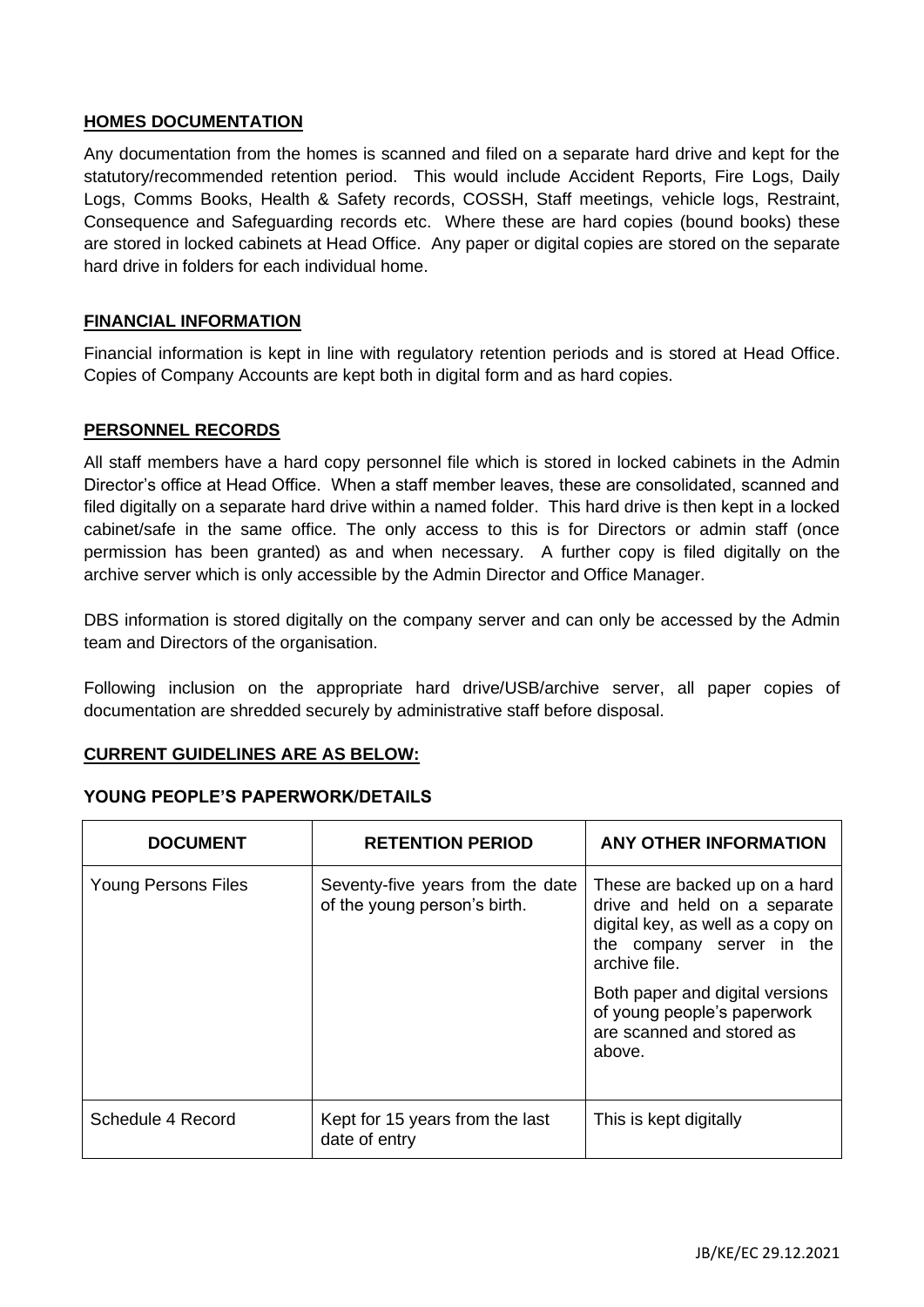## HOMES DOCUMENTATION

Any documentation from the homes is scanned and filed on a separate hard drive and kept for the statutory/recommended retention period. This would include Accident Reports, Fire Logs, Daily Logs, Comms Books, Health & Safety records, COSSH, Staff meetings, vehicle logs, Restraint, Consequence and Safeguarding records etc. Where these are hard copies (bound books) these are stored in locked cabinets at Head Office. Any paper or digital copies are stored on the separate hard drive in folders for each individual home.

## FINANCIAL INFORMATION

Financial information is kept in line with regulatory retention periods and is stored at Head Office. Copies of Company Accounts are kept both in digital form and as hard copies.

## PERSONNEL RECORDS

All staff members have a hard copy personnel file which is stored in locked cabinets in the Admin Director's office at Head Office. When a staff member leaves, these are consolidated, scanned and filed digitally on a separate hard drive within a named folder. This hard drive is then kept in a locked cabinet/safe in the same office. The only access to this is for Directors or admin staff (once permission has been granted) as and when necessary. A further copy is filed digitally on the archive server which is only accessible by the Admin Director and Office Manager.

DBS information is stored digitally on the company server and can only be accessed by the Admin team and Directors of the organisation.

Following inclusion on the appropriate hard drive/USB/archive server, all paper copies of documentation are shredded securely by administrative staff before disposal.

## CURRENT GUIDELINES ARE AS BELOW:

### YOUNG PEOPLE'S PAPERWORK/DETAILS

| DOCUMENT | RETENTION PERIOD | ANY OTHER INFORMATION |
|---|---|---|
| Young Persons Files | Seventy-five years from the date of the young person's birth. | These are backed up on a hard drive and held on a separate digital key, as well as a copy on the company server in the archive file. Both paper and digital versions of young people's paperwork are scanned and stored as above. |
| Schedule 4 Record | Kept for 15 years from the last date of entry | This is kept digitally |

JB/KE/EC 29.12.2021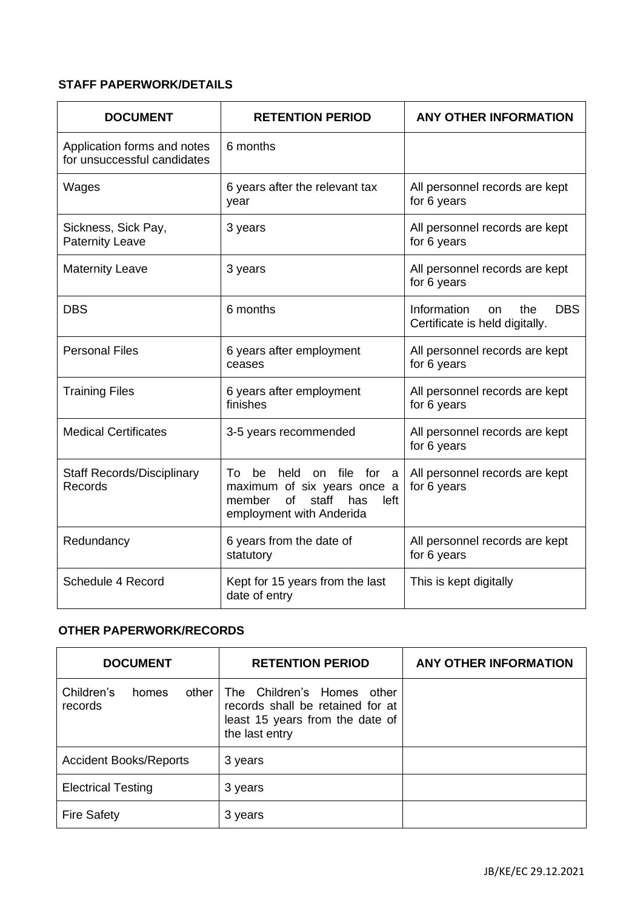**STAFF PAPERWORK/DETAILS**

| DOCUMENT | RETENTION PERIOD | ANY OTHER INFORMATION |
|---|---|---|
| Application forms and notes for unsuccessful candidates | 6 months | |
| Wages | 6 years after the relevant tax year | All personnel records are kept for 6 years |
| Sickness, Sick Pay, Paternity Leave | 3 years | All personnel records are kept for 6 years |
| Maternity Leave | 3 years | All personnel records are kept for 6 years |
| DBS | 6 months | Information on the DBS Certificate is held digitally. |
| Personal Files | 6 years after employment ceases | All personnel records are kept for 6 years |
| Training Files | 6 years after employment finishes | All personnel records are kept for 6 years |
| Medical Certificates | 3-5 years recommended | All personnel records are kept for 6 years |
| Staff Records/Disciplinary Records | To be held on file for a maximum of six years once a member of staff has left employment with Anderida | All personnel records are kept for 6 years |
| Redundancy | 6 years from the date of statutory | All personnel records are kept for 6 years |
| Schedule 4 Record | Kept for 15 years from the last date of entry | This is kept digitally |

**OTHER PAPERWORK/RECORDS**

| DOCUMENT | RETENTION PERIOD | ANY OTHER INFORMATION |
|---|---|---|
| Children's homes other records | The Children's Homes other records shall be retained for at least 15 years from the date of the last entry | |
| Accident Books/Reports | 3 years | |
| Electrical Testing | 3 years | |
| Fire Safety | 3 years | |

JB/KE/EC 29.12.2021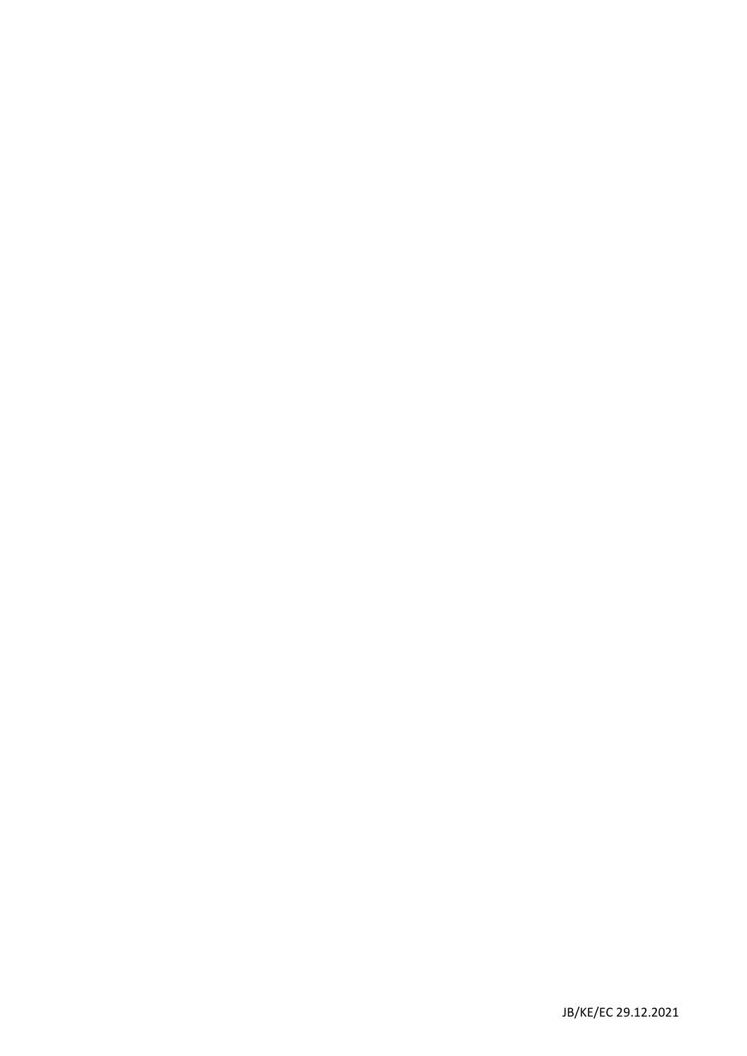JB/KE/EC 29.12.2021